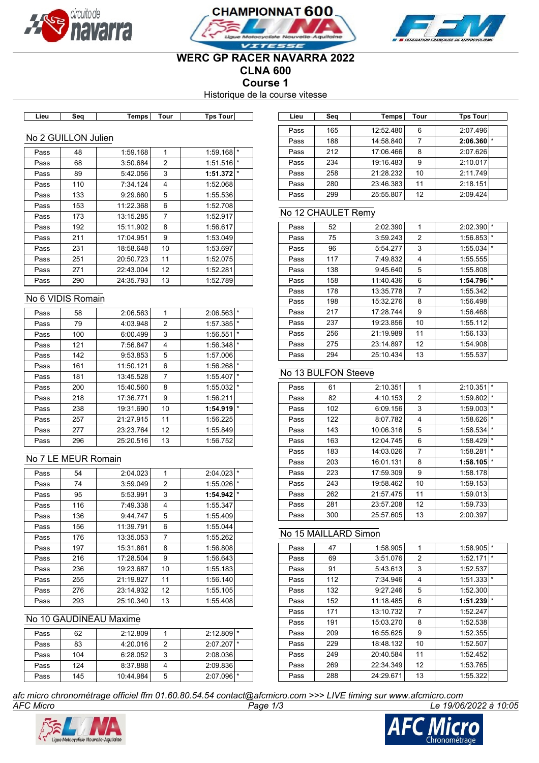# WERC GP RACER NAVARRA 2022

## CLNA 600

## Course 1

Historique de la course vitesse

### No 2 GUILLON Julien

| Lieu | Seq | Temps | Tour | Tps Tour | |
|---|---|---|---|---|---|
| Pass | 48 | 1:59.168 | 1 | 1:59.168 | * |
| Pass | 68 | 3:50.684 | 2 | 1:51.516 | * |
| Pass | 89 | 5:42.056 | 3 | **1:51.372** | * |
| Pass | 110 | 7:34.124 | 4 | 1:52.068 | |
| Pass | 133 | 9:29.660 | 5 | 1:55.536 | |
| Pass | 153 | 11:22.368 | 6 | 1:52.708 | |
| Pass | 173 | 13:15.285 | 7 | 1:52.917 | |
| Pass | 192 | 15:11.902 | 8 | 1:56.617 | |
| Pass | 211 | 17:04.951 | 9 | 1:53.049 | |
| Pass | 231 | 18:58.648 | 10 | 1:53.697 | |
| Pass | 251 | 20:50.723 | 11 | 1:52.075 | |
| Pass | 271 | 22:43.004 | 12 | 1:52.281 | |
| Pass | 290 | 24:35.793 | 13 | 1:52.789 | |

### No 6 VIDIS Romain

| Lieu | Seq | Temps | Tour | Tps Tour | |
|---|---|---|---|---|---|
| Pass | 58 | 2:06.563 | 1 | 2:06.563 | * |
| Pass | 79 | 4:03.948 | 2 | 1:57.385 | * |
| Pass | 100 | 6:00.499 | 3 | 1:56.551 | * |
| Pass | 121 | 7:56.847 | 4 | 1:56.348 | * |
| Pass | 142 | 9:53.853 | 5 | 1:57.006 | |
| Pass | 161 | 11:50.121 | 6 | 1:56.268 | * |
| Pass | 181 | 13:45.528 | 7 | 1:55.407 | * |
| Pass | 200 | 15:40.560 | 8 | 1:55.032 | * |
| Pass | 218 | 17:36.771 | 9 | 1:56.211 | |
| Pass | 238 | 19:31.690 | 10 | **1:54.919** | * |
| Pass | 257 | 21:27.915 | 11 | 1:56.225 | |
| Pass | 277 | 23:23.764 | 12 | 1:55.849 | |
| Pass | 296 | 25:20.516 | 13 | 1:56.752 | |

### No 7 LE MEUR Romain

| Lieu | Seq | Temps | Tour | Tps Tour | |
|---|---|---|---|---|---|
| Pass | 54 | 2:04.023 | 1 | 2:04.023 | * |
| Pass | 74 | 3:59.049 | 2 | 1:55.026 | * |
| Pass | 95 | 5:53.991 | 3 | **1:54.942** | * |
| Pass | 116 | 7:49.338 | 4 | 1:55.347 | |
| Pass | 136 | 9:44.747 | 5 | 1:55.409 | |
| Pass | 156 | 11:39.791 | 6 | 1:55.044 | |
| Pass | 176 | 13:35.053 | 7 | 1:55.262 | |
| Pass | 197 | 15:31.861 | 8 | 1:56.808 | |
| Pass | 216 | 17:28.504 | 9 | 1:56.643 | |
| Pass | 236 | 19:23.687 | 10 | 1:55.183 | |
| Pass | 255 | 21:19.827 | 11 | 1:56.140 | |
| Pass | 276 | 23:14.932 | 12 | 1:55.105 | |
| Pass | 293 | 25:10.340 | 13 | 1:55.408 | |

### No 10 GAUDINEAU Maxime

| Lieu | Seq | Temps | Tour | Tps Tour | |
|---|---|---|---|---|---|
| Pass | 62 | 2:12.809 | 1 | 2:12.809 | * |
| Pass | 83 | 4:20.016 | 2 | 2:07.207 | * |
| Pass | 104 | 6:28.052 | 3 | 2:08.036 | |
| Pass | 124 | 8:37.888 | 4 | 2:09.836 | |
| Pass | 145 | 10:44.984 | 5 | 2:07.096 | * |
| Pass | 165 | 12:52.480 | 6 | 2:07.496 | |
| Pass | 188 | 14:58.840 | 7 | **2:06.360** | * |
| Pass | 212 | 17:06.466 | 8 | 2:07.626 | |
| Pass | 234 | 19:16.483 | 9 | 2:10.017 | |
| Pass | 258 | 21:28.232 | 10 | 2:11.749 | |
| Pass | 280 | 23:46.383 | 11 | 2:18.151 | |
| Pass | 299 | 25:55.807 | 12 | 2:09.424 | |

### No 12 CHAULET Remy

| Lieu | Seq | Temps | Tour | Tps Tour | |
|---|---|---|---|---|---|
| Pass | 52 | 2:02.390 | 1 | 2:02.390 | * |
| Pass | 75 | 3:59.243 | 2 | 1:56.853 | * |
| Pass | 96 | 5:54.277 | 3 | 1:55.034 | * |
| Pass | 117 | 7:49.832 | 4 | 1:55.555 | |
| Pass | 138 | 9:45.640 | 5 | 1:55.808 | |
| Pass | 158 | 11:40.436 | 6 | **1:54.796** | * |
| Pass | 178 | 13:35.778 | 7 | 1:55.342 | |
| Pass | 198 | 15:32.276 | 8 | 1:56.498 | |
| Pass | 217 | 17:28.744 | 9 | 1:56.468 | |
| Pass | 237 | 19:23.856 | 10 | 1:55.112 | |
| Pass | 256 | 21:19.989 | 11 | 1:56.133 | |
| Pass | 275 | 23:14.897 | 12 | 1:54.908 | |
| Pass | 294 | 25:10.434 | 13 | 1:55.537 | |

### No 13 BULFON Steeve

| Lieu | Seq | Temps | Tour | Tps Tour | |
|---|---|---|---|---|---|
| Pass | 61 | 2:10.351 | 1 | 2:10.351 | * |
| Pass | 82 | 4:10.153 | 2 | 1:59.802 | * |
| Pass | 102 | 6:09.156 | 3 | 1:59.003 | * |
| Pass | 122 | 8:07.782 | 4 | 1:58.626 | * |
| Pass | 143 | 10:06.316 | 5 | 1:58.534 | * |
| Pass | 163 | 12:04.745 | 6 | 1:58.429 | * |
| Pass | 183 | 14:03.026 | 7 | 1:58.281 | * |
| Pass | 203 | 16:01.131 | 8 | **1:58.105** | * |
| Pass | 223 | 17:59.309 | 9 | 1:58.178 | |
| Pass | 243 | 19:58.462 | 10 | 1:59.153 | |
| Pass | 262 | 21:57.475 | 11 | 1:59.013 | |
| Pass | 281 | 23:57.208 | 12 | 1:59.733 | |
| Pass | 300 | 25:57.605 | 13 | 2:00.397 | |

### No 15 MAILLARD Simon

| Lieu | Seq | Temps | Tour | Tps Tour | |
|---|---|---|---|---|---|
| Pass | 47 | 1:58.905 | 1 | 1:58.905 | * |
| Pass | 69 | 3:51.076 | 2 | 1:52.171 | * |
| Pass | 91 | 5:43.613 | 3 | 1:52.537 | |
| Pass | 112 | 7:34.946 | 4 | 1:51.333 | * |
| Pass | 132 | 9:27.246 | 5 | 1:52.300 | |
| Pass | 152 | 11:18.485 | 6 | **1:51.239** | * |
| Pass | 171 | 13:10.732 | 7 | 1:52.247 | |
| Pass | 191 | 15:03.270 | 8 | 1:52.538 | |
| Pass | 209 | 16:55.625 | 9 | 1:52.355 | |
| Pass | 229 | 18:48.132 | 10 | 1:52.507 | |
| Pass | 249 | 20:40.584 | 11 | 1:52.452 | |
| Pass | 269 | 22:34.349 | 12 | 1:53.765 | |
| Pass | 288 | 24:29.671 | 13 | 1:55.322 | |

*afc micro chronométrage officiel ffm 01.60.80.54.54 contact@afcmicro.com >>> LIVE timing sur www.afcmicro.com*

*AFC Micro* — Le 19/06/2022 à 10:05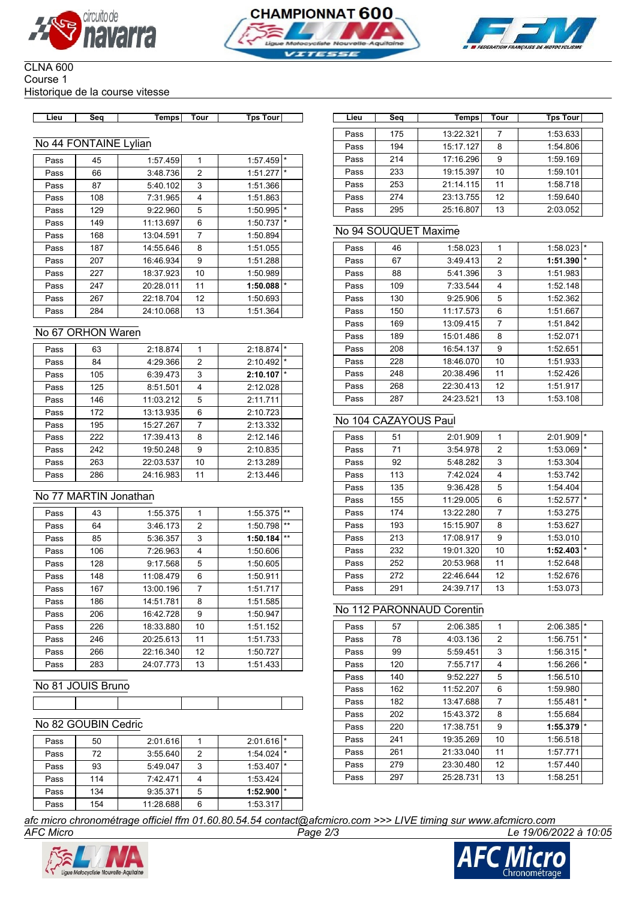CLNA 600
Course 1
Historique de la course vitesse

## No 44 FONTAINE Lylian

| Lieu | Seq | Temps | Tour | Tps Tour | |
|---|---|---|---|---|---|
| Pass | 45 | 1:57.459 | 1 | 1:57.459 | * |
| Pass | 66 | 3:48.736 | 2 | 1:51.277 | * |
| Pass | 87 | 5:40.102 | 3 | 1:51.366 | |
| Pass | 108 | 7:31.965 | 4 | 1:51.863 | |
| Pass | 129 | 9:22.960 | 5 | 1:50.995 | * |
| Pass | 149 | 11:13.697 | 6 | 1:50.737 | * |
| Pass | 168 | 13:04.591 | 7 | 1:50.894 | |
| Pass | 187 | 14:55.646 | 8 | 1:51.055 | |
| Pass | 207 | 16:46.934 | 9 | 1:51.288 | |
| Pass | 227 | 18:37.923 | 10 | 1:50.989 | |
| Pass | 247 | 20:28.011 | 11 | **1:50.088** | * |
| Pass | 267 | 22:18.704 | 12 | 1:50.693 | |
| Pass | 284 | 24:10.068 | 13 | 1:51.364 | |

## No 67 ORHON Waren

| Lieu | Seq | Temps | Tour | Tps Tour | |
|---|---|---|---|---|---|
| Pass | 63 | 2:18.874 | 1 | 2:18.874 | * |
| Pass | 84 | 4:29.366 | 2 | 2:10.492 | * |
| Pass | 105 | 6:39.473 | 3 | **2:10.107** | * |
| Pass | 125 | 8:51.501 | 4 | 2:12.028 | |
| Pass | 146 | 11:03.212 | 5 | 2:11.711 | |
| Pass | 172 | 13:13.935 | 6 | 2:10.723 | |
| Pass | 195 | 15:27.267 | 7 | 2:13.332 | |
| Pass | 222 | 17:39.413 | 8 | 2:12.146 | |
| Pass | 242 | 19:50.248 | 9 | 2:10.835 | |
| Pass | 263 | 22:03.537 | 10 | 2:13.289 | |
| Pass | 286 | 24:16.983 | 11 | 2:13.446 | |

## No 77 MARTIN Jonathan

| Lieu | Seq | Temps | Tour | Tps Tour | |
|---|---|---|---|---|---|
| Pass | 43 | 1:55.375 | 1 | 1:55.375 | ** |
| Pass | 64 | 3:46.173 | 2 | 1:50.798 | ** |
| Pass | 85 | 5:36.357 | 3 | **1:50.184** | ** |
| Pass | 106 | 7:26.963 | 4 | 1:50.606 | |
| Pass | 128 | 9:17.568 | 5 | 1:50.605 | |
| Pass | 148 | 11:08.479 | 6 | 1:50.911 | |
| Pass | 167 | 13:00.196 | 7 | 1:51.717 | |
| Pass | 186 | 14:51.781 | 8 | 1:51.585 | |
| Pass | 206 | 16:42.728 | 9 | 1:50.947 | |
| Pass | 226 | 18:33.880 | 10 | 1:51.152 | |
| Pass | 246 | 20:25.613 | 11 | 1:51.733 | |
| Pass | 266 | 22:16.340 | 12 | 1:50.727 | |
| Pass | 283 | 24:07.773 | 13 | 1:51.433 | |

## No 81 JOUIS Bruno

| Lieu | Seq | Temps | Tour | Tps Tour | |
|---|---|---|---|---|---|
| | | | | | |

## No 82 GOUBIN Cedric

| Lieu | Seq | Temps | Tour | Tps Tour | |
|---|---|---|---|---|---|
| Pass | 50 | 2:01.616 | 1 | 2:01.616 | * |
| Pass | 72 | 3:55.640 | 2 | 1:54.024 | * |
| Pass | 93 | 5:49.047 | 3 | 1:53.407 | * |
| Pass | 114 | 7:42.471 | 4 | 1:53.424 | |
| Pass | 134 | 9:35.371 | 5 | **1:52.900** | * |
| Pass | 154 | 11:28.688 | 6 | 1:53.317 | |
| Pass | 175 | 13:22.321 | 7 | 1:53.633 | |
| Pass | 194 | 15:17.127 | 8 | 1:54.806 | |
| Pass | 214 | 17:16.296 | 9 | 1:59.169 | |
| Pass | 233 | 19:15.397 | 10 | 1:59.101 | |
| Pass | 253 | 21:14.115 | 11 | 1:58.718 | |
| Pass | 274 | 23:13.755 | 12 | 1:59.640 | |
| Pass | 295 | 25:16.807 | 13 | 2:03.052 | |

## No 94 SOUQUET Maxime

| Lieu | Seq | Temps | Tour | Tps Tour | |
|---|---|---|---|---|---|
| Pass | 46 | 1:58.023 | 1 | 1:58.023 | * |
| Pass | 67 | 3:49.413 | 2 | **1:51.390** | * |
| Pass | 88 | 5:41.396 | 3 | 1:51.983 | |
| Pass | 109 | 7:33.544 | 4 | 1:52.148 | |
| Pass | 130 | 9:25.906 | 5 | 1:52.362 | |
| Pass | 150 | 11:17.573 | 6 | 1:51.667 | |
| Pass | 169 | 13:09.415 | 7 | 1:51.842 | |
| Pass | 189 | 15:01.486 | 8 | 1:52.071 | |
| Pass | 208 | 16:54.137 | 9 | 1:52.651 | |
| Pass | 228 | 18:46.070 | 10 | 1:51.933 | |
| Pass | 248 | 20:38.496 | 11 | 1:52.426 | |
| Pass | 268 | 22:30.413 | 12 | 1:51.917 | |
| Pass | 287 | 24:23.521 | 13 | 1:53.108 | |

## No 104 CAZAYOUS Paul

| Lieu | Seq | Temps | Tour | Tps Tour | |
|---|---|---|---|---|---|
| Pass | 51 | 2:01.909 | 1 | 2:01.909 | * |
| Pass | 71 | 3:54.978 | 2 | 1:53.069 | * |
| Pass | 92 | 5:48.282 | 3 | 1:53.304 | |
| Pass | 113 | 7:42.024 | 4 | 1:53.742 | |
| Pass | 135 | 9:36.428 | 5 | 1:54.404 | |
| Pass | 155 | 11:29.005 | 6 | 1:52.577 | * |
| Pass | 174 | 13:22.280 | 7 | 1:53.275 | |
| Pass | 193 | 15:15.907 | 8 | 1:53.627 | |
| Pass | 213 | 17:08.917 | 9 | 1:53.010 | |
| Pass | 232 | 19:01.320 | 10 | **1:52.403** | * |
| Pass | 252 | 20:53.968 | 11 | 1:52.648 | |
| Pass | 272 | 22:46.644 | 12 | 1:52.676 | |
| Pass | 291 | 24:39.717 | 13 | 1:53.073 | |

## No 112 PARONNAUD Corentin

| Lieu | Seq | Temps | Tour | Tps Tour | |
|---|---|---|---|---|---|
| Pass | 57 | 2:06.385 | 1 | 2:06.385 | * |
| Pass | 78 | 4:03.136 | 2 | 1:56.751 | * |
| Pass | 99 | 5:59.451 | 3 | 1:56.315 | * |
| Pass | 120 | 7:55.717 | 4 | 1:56.266 | * |
| Pass | 140 | 9:52.227 | 5 | 1:56.510 | |
| Pass | 162 | 11:52.207 | 6 | 1:59.980 | |
| Pass | 182 | 13:47.688 | 7 | 1:55.481 | * |
| Pass | 202 | 15:43.372 | 8 | 1:55.684 | |
| Pass | 220 | 17:38.751 | 9 | **1:55.379** | * |
| Pass | 241 | 19:35.269 | 10 | 1:56.518 | |
| Pass | 261 | 21:33.040 | 11 | 1:57.771 | |
| Pass | 279 | 23:30.480 | 12 | 1:57.440 | |
| Pass | 297 | 25:28.731 | 13 | 1:58.251 | |

*afc micro chronométrage officiel ffm 01.60.80.54.54 contact@afcmicro.com >>> LIVE timing sur www.afcmicro.com*

*AFC Micro* — *Le 19/06/2022 à 10:05*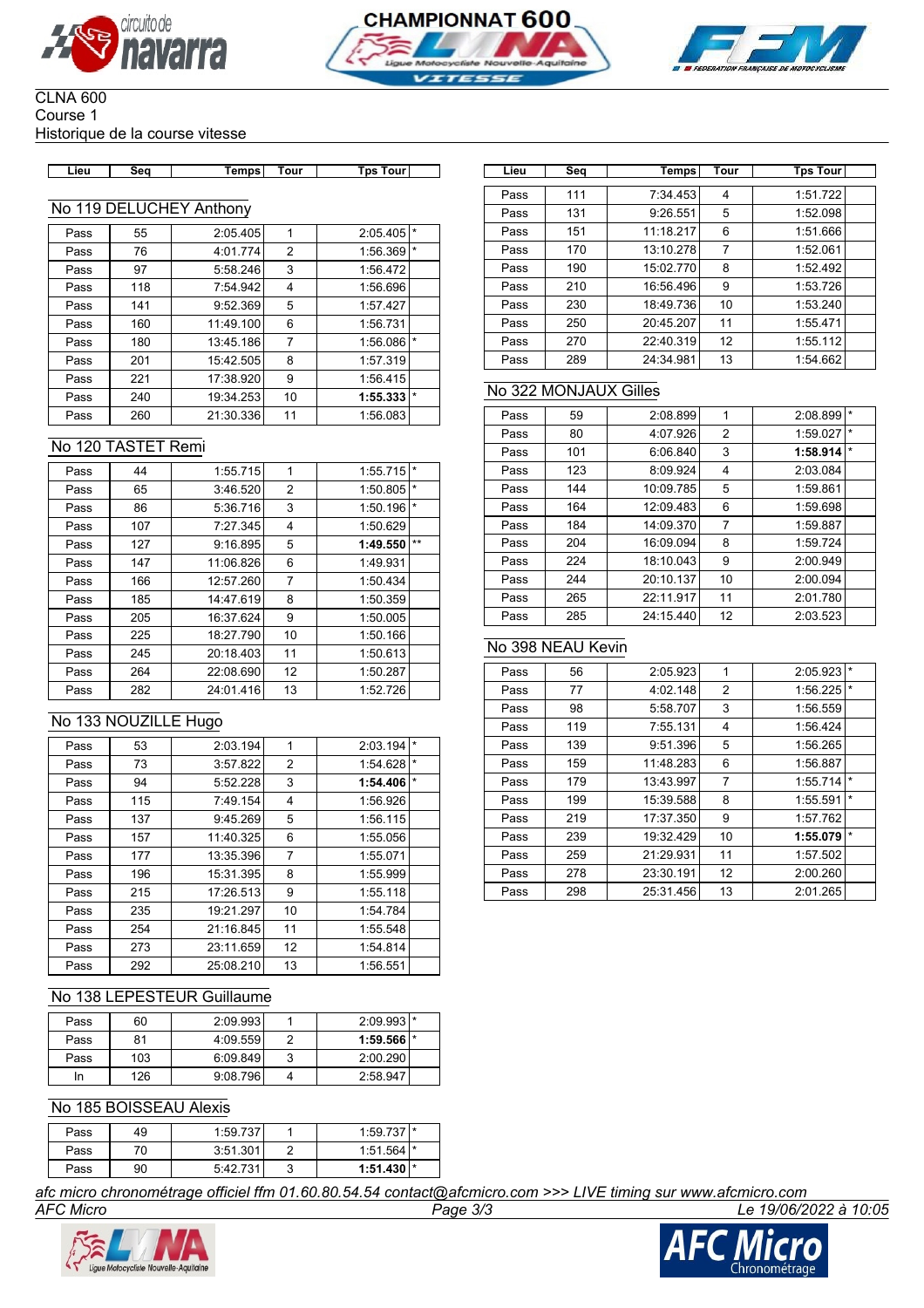CLNA 600
Course 1
Historique de la course vitesse

## No 119 DELUCHEY Anthony

| Lieu | Seq | Temps | Tour | Tps Tour | |
|---|---|---|---|---|---|
| Pass | 55 | 2:05.405 | 1 | 2:05.405 | * |
| Pass | 76 | 4:01.774 | 2 | 1:56.369 | * |
| Pass | 97 | 5:58.246 | 3 | 1:56.472 | |
| Pass | 118 | 7:54.942 | 4 | 1:56.696 | |
| Pass | 141 | 9:52.369 | 5 | 1:57.427 | |
| Pass | 160 | 11:49.100 | 6 | 1:56.731 | |
| Pass | 180 | 13:45.186 | 7 | 1:56.086 | * |
| Pass | 201 | 15:42.505 | 8 | 1:57.319 | |
| Pass | 221 | 17:38.920 | 9 | 1:56.415 | |
| Pass | 240 | 19:34.253 | 10 | **1:55.333** | * |
| Pass | 260 | 21:30.336 | 11 | 1:56.083 | |

## No 120 TASTET Remi

| Lieu | Seq | Temps | Tour | Tps Tour | |
|---|---|---|---|---|---|
| Pass | 44 | 1:55.715 | 1 | 1:55.715 | * |
| Pass | 65 | 3:46.520 | 2 | 1:50.805 | * |
| Pass | 86 | 5:36.716 | 3 | 1:50.196 | * |
| Pass | 107 | 7:27.345 | 4 | 1:50.629 | |
| Pass | 127 | 9:16.895 | 5 | **1:49.550** | ** |
| Pass | 147 | 11:06.826 | 6 | 1:49.931 | |
| Pass | 166 | 12:57.260 | 7 | 1:50.434 | |
| Pass | 185 | 14:47.619 | 8 | 1:50.359 | |
| Pass | 205 | 16:37.624 | 9 | 1:50.005 | |
| Pass | 225 | 18:27.790 | 10 | 1:50.166 | |
| Pass | 245 | 20:18.403 | 11 | 1:50.613 | |
| Pass | 264 | 22:08.690 | 12 | 1:50.287 | |
| Pass | 282 | 24:01.416 | 13 | 1:52.726 | |

## No 133 NOUZILLE Hugo

| Lieu | Seq | Temps | Tour | Tps Tour | |
|---|---|---|---|---|---|
| Pass | 53 | 2:03.194 | 1 | 2:03.194 | * |
| Pass | 73 | 3:57.822 | 2 | 1:54.628 | * |
| Pass | 94 | 5:52.228 | 3 | **1:54.406** | * |
| Pass | 115 | 7:49.154 | 4 | 1:56.926 | |
| Pass | 137 | 9:45.269 | 5 | 1:56.115 | |
| Pass | 157 | 11:40.325 | 6 | 1:55.056 | |
| Pass | 177 | 13:35.396 | 7 | 1:55.071 | |
| Pass | 196 | 15:31.395 | 8 | 1:55.999 | |
| Pass | 215 | 17:26.513 | 9 | 1:55.118 | |
| Pass | 235 | 19:21.297 | 10 | 1:54.784 | |
| Pass | 254 | 21:16.845 | 11 | 1:55.548 | |
| Pass | 273 | 23:11.659 | 12 | 1:54.814 | |
| Pass | 292 | 25:08.210 | 13 | 1:56.551 | |

## No 138 LEPESTEUR Guillaume

| Lieu | Seq | Temps | Tour | Tps Tour | |
|---|---|---|---|---|---|
| Pass | 60 | 2:09.993 | 1 | 2:09.993 | * |
| Pass | 81 | 4:09.559 | 2 | **1:59.566** | * |
| Pass | 103 | 6:09.849 | 3 | 2:00.290 | |
| In | 126 | 9:08.796 | 4 | 2:58.947 | |

## No 185 BOISSEAU Alexis

| Lieu | Seq | Temps | Tour | Tps Tour | |
|---|---|---|---|---|---|
| Pass | 49 | 1:59.737 | 1 | 1:59.737 | * |
| Pass | 70 | 3:51.301 | 2 | 1:51.564 | * |
| Pass | 90 | 5:42.731 | 3 | **1:51.430** | * |
| Pass | 111 | 7:34.453 | 4 | 1:51.722 | |
| Pass | 131 | 9:26.551 | 5 | 1:52.098 | |
| Pass | 151 | 11:18.217 | 6 | 1:51.666 | |
| Pass | 170 | 13:10.278 | 7 | 1:52.061 | |
| Pass | 190 | 15:02.770 | 8 | 1:52.492 | |
| Pass | 210 | 16:56.496 | 9 | 1:53.726 | |
| Pass | 230 | 18:49.736 | 10 | 1:53.240 | |
| Pass | 250 | 20:45.207 | 11 | 1:55.471 | |
| Pass | 270 | 22:40.319 | 12 | 1:55.112 | |
| Pass | 289 | 24:34.981 | 13 | 1:54.662 | |

## No 322 MONJAUX Gilles

| Lieu | Seq | Temps | Tour | Tps Tour | |
|---|---|---|---|---|---|
| Pass | 59 | 2:08.899 | 1 | 2:08.899 | * |
| Pass | 80 | 4:07.926 | 2 | 1:59.027 | * |
| Pass | 101 | 6:06.840 | 3 | **1:58.914** | * |
| Pass | 123 | 8:09.924 | 4 | 2:03.084 | |
| Pass | 144 | 10:09.785 | 5 | 1:59.861 | |
| Pass | 164 | 12:09.483 | 6 | 1:59.698 | |
| Pass | 184 | 14:09.370 | 7 | 1:59.887 | |
| Pass | 204 | 16:09.094 | 8 | 1:59.724 | |
| Pass | 224 | 18:10.043 | 9 | 2:00.949 | |
| Pass | 244 | 20:10.137 | 10 | 2:00.094 | |
| Pass | 265 | 22:11.917 | 11 | 2:01.780 | |
| Pass | 285 | 24:15.440 | 12 | 2:03.523 | |

## No 398 NEAU Kevin

| Lieu | Seq | Temps | Tour | Tps Tour | |
|---|---|---|---|---|---|
| Pass | 56 | 2:05.923 | 1 | 2:05.923 | * |
| Pass | 77 | 4:02.148 | 2 | 1:56.225 | * |
| Pass | 98 | 5:58.707 | 3 | 1:56.559 | |
| Pass | 119 | 7:55.131 | 4 | 1:56.424 | |
| Pass | 139 | 9:51.396 | 5 | 1:56.265 | |
| Pass | 159 | 11:48.283 | 6 | 1:56.887 | |
| Pass | 179 | 13:43.997 | 7 | 1:55.714 | * |
| Pass | 199 | 15:39.588 | 8 | 1:55.591 | * |
| Pass | 219 | 17:37.350 | 9 | 1:57.762 | |
| Pass | 239 | 19:32.429 | 10 | **1:55.079** | * |
| Pass | 259 | 21:29.931 | 11 | 1:57.502 | |
| Pass | 278 | 23:30.191 | 12 | 2:00.260 | |
| Pass | 298 | 25:31.456 | 13 | 2:01.265 | |

*afc micro chronométrage officiel ffm 01.60.80.54.54 contact@afcmicro.com >>> LIVE timing sur www.afcmicro.com*

*AFC Micro* — *Le 19/06/2022 à 10:05*